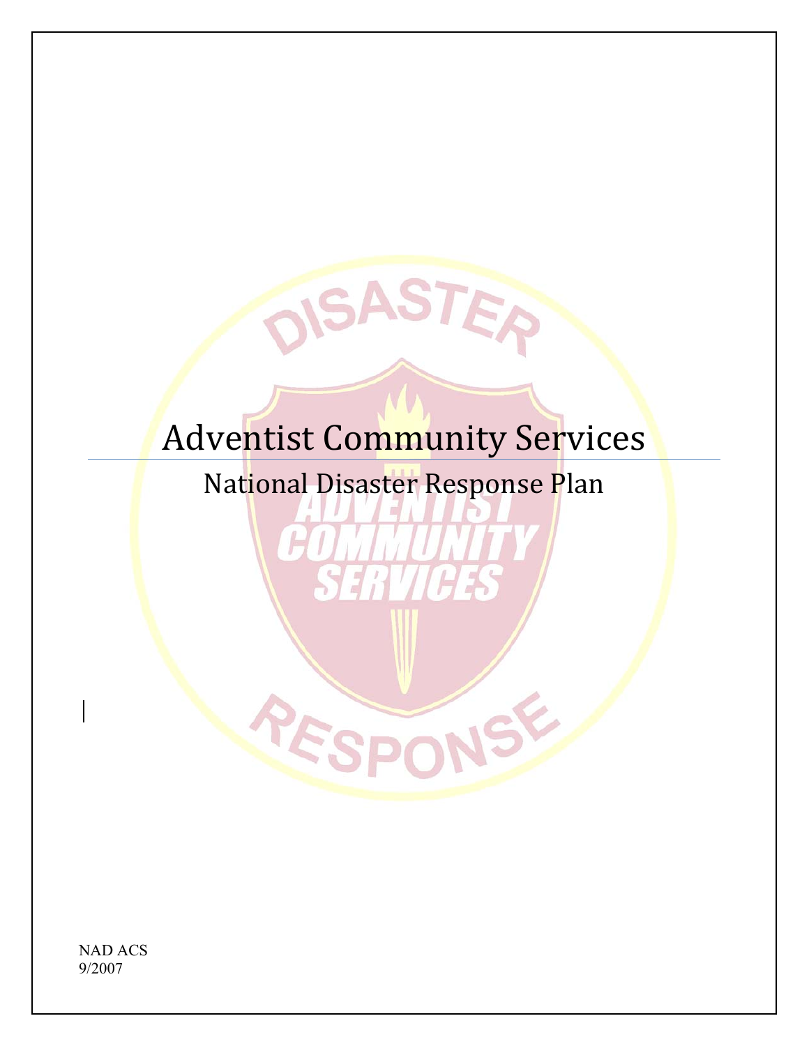# Adventist Community Services

## National Disaster Response Plan

NAD ACS
9/2007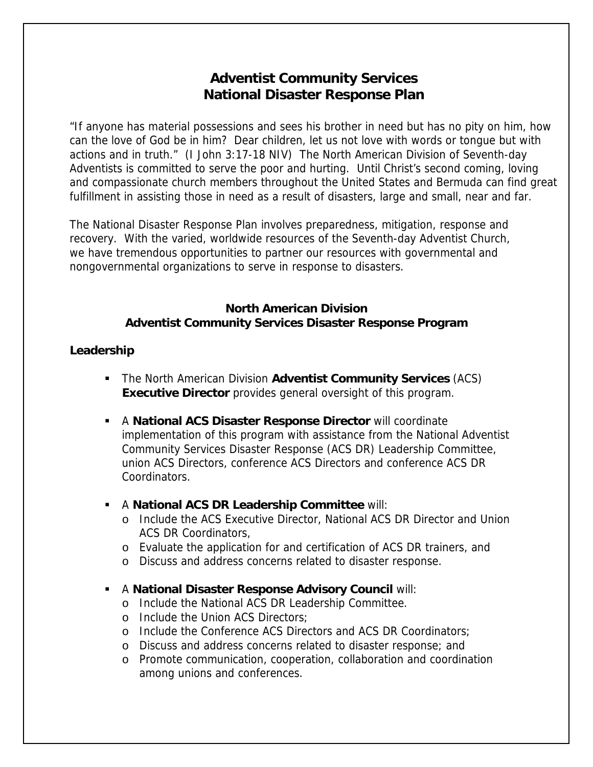# Adventist Community Services
# National Disaster Response Plan

"If anyone has material possessions and sees his brother in need but has no pity on him, how can the love of God be in him? Dear children, let us not love with words or tongue but with actions and in truth." (I John 3:17-18 NIV) The North American Division of Seventh-day Adventists is committed to serve the poor and hurting. Until Christ's second coming, loving and compassionate church members throughout the United States and Bermuda can find great fulfillment in assisting those in need as a result of disasters, large and small, near and far.

The National Disaster Response Plan involves preparedness, mitigation, response and recovery. With the varied, worldwide resources of the Seventh-day Adventist Church, we have tremendous opportunities to partner our resources with governmental and nongovernmental organizations to serve in response to disasters.

## North American Division
## Adventist Community Services Disaster Response Program

### Leadership

- The North American Division **Adventist Community Services** (ACS) **Executive Director** provides general oversight of this program.
- A **National ACS Disaster Response Director** will coordinate implementation of this program with assistance from the National Adventist Community Services Disaster Response (ACS DR) Leadership Committee, union ACS Directors, conference ACS Directors and conference ACS DR Coordinators.
- A **National ACS DR Leadership Committee** will:
  - Include the ACS Executive Director, National ACS DR Director and Union ACS DR Coordinators,
  - Evaluate the application for and certification of ACS DR trainers, and
  - Discuss and address concerns related to disaster response.
- A **National Disaster Response Advisory Council** will:
  - Include the National ACS DR Leadership Committee.
  - Include the Union ACS Directors;
  - Include the Conference ACS Directors and ACS DR Coordinators;
  - Discuss and address concerns related to disaster response; and
  - Promote communication, cooperation, collaboration and coordination among unions and conferences.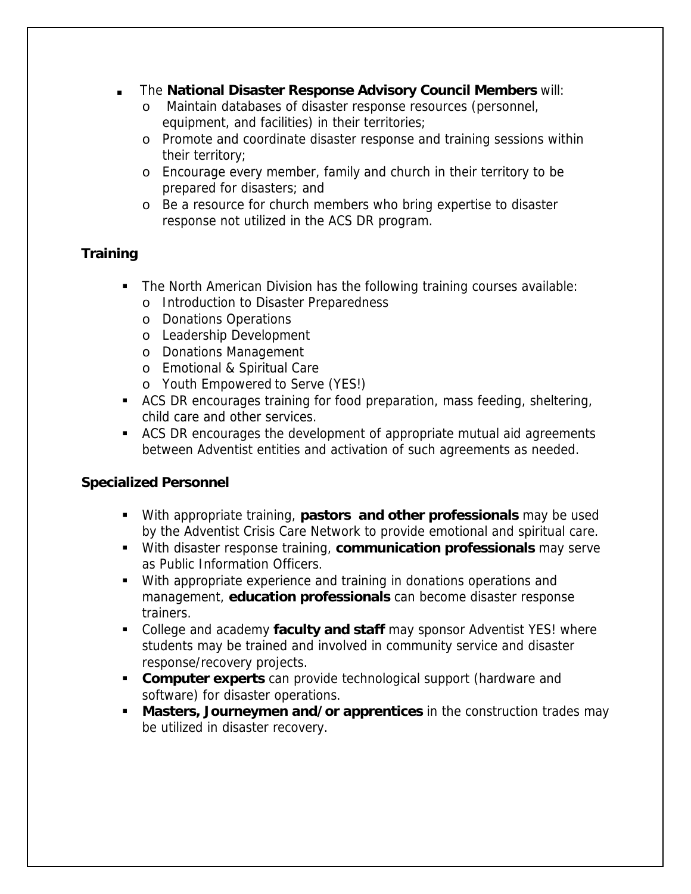- The **National Disaster Response Advisory Council Members** will:
    - Maintain databases of disaster response resources (personnel, equipment, and facilities) in their territories;
    - Promote and coordinate disaster response and training sessions within their territory;
    - Encourage every member, family and church in their territory to be prepared for disasters; and
    - Be a resource for church members who bring expertise to disaster response not utilized in the ACS DR program.

**Training**

- The North American Division has the following training courses available:
    - Introduction to Disaster Preparedness
    - Donations Operations
    - Leadership Development
    - Donations Management
    - Emotional & Spiritual Care
    - Youth Empowered to Serve (YES!)
- ACS DR encourages training for food preparation, mass feeding, sheltering, child care and other services.
- ACS DR encourages the development of appropriate mutual aid agreements between Adventist entities and activation of such agreements as needed.

**Specialized Personnel**

- With appropriate training, **pastors and other professionals** may be used by the Adventist Crisis Care Network to provide emotional and spiritual care.
- With disaster response training, **communication professionals** may serve as Public Information Officers.
- With appropriate experience and training in donations operations and management, **education professionals** can become disaster response trainers.
- College and academy **faculty and staff** may sponsor Adventist YES! where students may be trained and involved in community service and disaster response/recovery projects.
- **Computer experts** can provide technological support (hardware and software) for disaster operations.
- **Masters, Journeymen and/or apprentices** in the construction trades may be utilized in disaster recovery.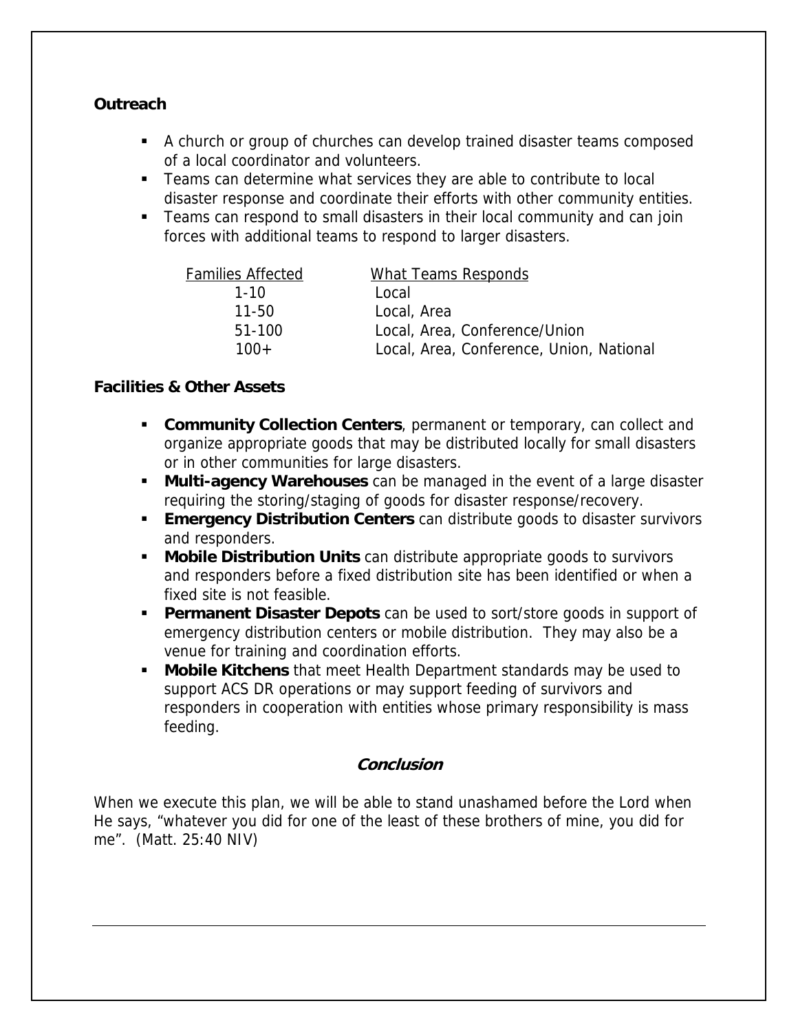**Outreach**

- A church or group of churches can develop trained disaster teams composed of a local coordinator and volunteers.
- Teams can determine what services they are able to contribute to local disaster response and coordinate their efforts with other community entities.
- Teams can respond to small disasters in their local community and can join forces with additional teams to respond to larger disasters.

| Families Affected | What Teams Responds |
|---|---|
| 1-10 | Local |
| 11-50 | Local, Area |
| 51-100 | Local, Area, Conference/Union |
| 100+ | Local, Area, Conference, Union, National |

**Facilities & Other Assets**

- **Community Collection Centers**, permanent or temporary, can collect and organize appropriate goods that may be distributed locally for small disasters or in other communities for large disasters.
- **Multi-agency Warehouses** can be managed in the event of a large disaster requiring the storing/staging of goods for disaster response/recovery.
- **Emergency Distribution Centers** can distribute goods to disaster survivors and responders.
- **Mobile Distribution Units** can distribute appropriate goods to survivors and responders before a fixed distribution site has been identified or when a fixed site is not feasible.
- **Permanent Disaster Depots** can be used to sort/store goods in support of emergency distribution centers or mobile distribution. They may also be a venue for training and coordination efforts.
- **Mobile Kitchens** that meet Health Department standards may be used to support ACS DR operations or may support feeding of survivors and responders in cooperation with entities whose primary responsibility is mass feeding.

## *Conclusion*

When we execute this plan, we will be able to stand unashamed before the Lord when He says, "whatever you did for one of the least of these brothers of mine, you did for me". (Matt. 25:40 NIV)